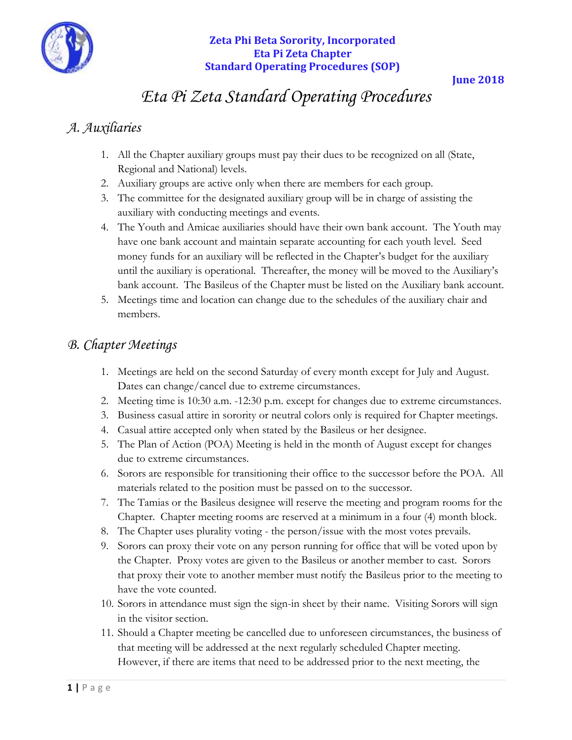**Zeta Phi Beta Sorority, Incorporated**
**Eta Pi Zeta Chapter**
**Standard Operating Procedures (SOP)**

**June 2018**

# *Eta Pi Zeta Standard Operating Procedures*

## *A. Auxiliaries*

1. All the Chapter auxiliary groups must pay their dues to be recognized on all (State, Regional and National) levels.
2. Auxiliary groups are active only when there are members for each group.
3. The committee for the designated auxiliary group will be in charge of assisting the auxiliary with conducting meetings and events.
4. The Youth and Amicae auxiliaries should have their own bank account. The Youth may have one bank account and maintain separate accounting for each youth level. Seed money funds for an auxiliary will be reflected in the Chapter's budget for the auxiliary until the auxiliary is operational. Thereafter, the money will be moved to the Auxiliary's bank account. The Basileus of the Chapter must be listed on the Auxiliary bank account.
5. Meetings time and location can change due to the schedules of the auxiliary chair and members.

## *B. Chapter Meetings*

1. Meetings are held on the second Saturday of every month except for July and August. Dates can change/cancel due to extreme circumstances.
2. Meeting time is 10:30 a.m. -12:30 p.m. except for changes due to extreme circumstances.
3. Business casual attire in sorority or neutral colors only is required for Chapter meetings.
4. Casual attire accepted only when stated by the Basileus or her designee.
5. The Plan of Action (POA) Meeting is held in the month of August except for changes due to extreme circumstances.
6. Sorors are responsible for transitioning their office to the successor before the POA. All materials related to the position must be passed on to the successor.
7. The Tamias or the Basileus designee will reserve the meeting and program rooms for the Chapter. Chapter meeting rooms are reserved at a minimum in a four (4) month block.
8. The Chapter uses plurality voting - the person/issue with the most votes prevails.
9. Sorors can proxy their vote on any person running for office that will be voted upon by the Chapter. Proxy votes are given to the Basileus or another member to cast. Sorors that proxy their vote to another member must notify the Basileus prior to the meeting to have the vote counted.
10. Sorors in attendance must sign the sign-in sheet by their name. Visiting Sorors will sign in the visitor section.
11. Should a Chapter meeting be cancelled due to unforeseen circumstances, the business of that meeting will be addressed at the next regularly scheduled Chapter meeting. However, if there are items that need to be addressed prior to the next meeting, the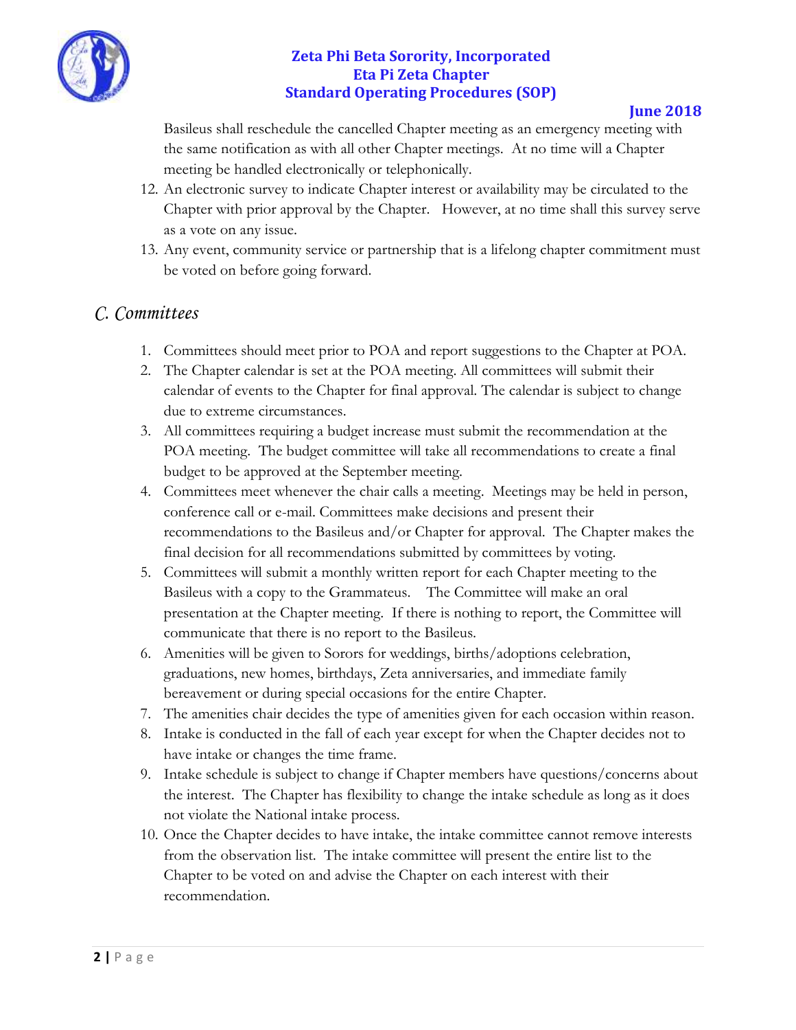Basileus shall reschedule the cancelled Chapter meeting as an emergency meeting with the same notification as with all other Chapter meetings. At no time will a Chapter meeting be handled electronically or telephonically.

12. An electronic survey to indicate Chapter interest or availability may be circulated to the Chapter with prior approval by the Chapter. However, at no time shall this survey serve as a vote on any issue.
13. Any event, community service or partnership that is a lifelong chapter commitment must be voted on before going forward.

## *C. Committees*

1. Committees should meet prior to POA and report suggestions to the Chapter at POA.
2. The Chapter calendar is set at the POA meeting. All committees will submit their calendar of events to the Chapter for final approval. The calendar is subject to change due to extreme circumstances.
3. All committees requiring a budget increase must submit the recommendation at the POA meeting. The budget committee will take all recommendations to create a final budget to be approved at the September meeting.
4. Committees meet whenever the chair calls a meeting. Meetings may be held in person, conference call or e-mail. Committees make decisions and present their recommendations to the Basileus and/or Chapter for approval. The Chapter makes the final decision for all recommendations submitted by committees by voting.
5. Committees will submit a monthly written report for each Chapter meeting to the Basileus with a copy to the Grammateus. The Committee will make an oral presentation at the Chapter meeting. If there is nothing to report, the Committee will communicate that there is no report to the Basileus.
6. Amenities will be given to Sorors for weddings, births/adoptions celebration, graduations, new homes, birthdays, Zeta anniversaries, and immediate family bereavement or during special occasions for the entire Chapter.
7. The amenities chair decides the type of amenities given for each occasion within reason.
8. Intake is conducted in the fall of each year except for when the Chapter decides not to have intake or changes the time frame.
9. Intake schedule is subject to change if Chapter members have questions/concerns about the interest. The Chapter has flexibility to change the intake schedule as long as it does not violate the National intake process.
10. Once the Chapter decides to have intake, the intake committee cannot remove interests from the observation list. The intake committee will present the entire list to the Chapter to be voted on and advise the Chapter on each interest with their recommendation.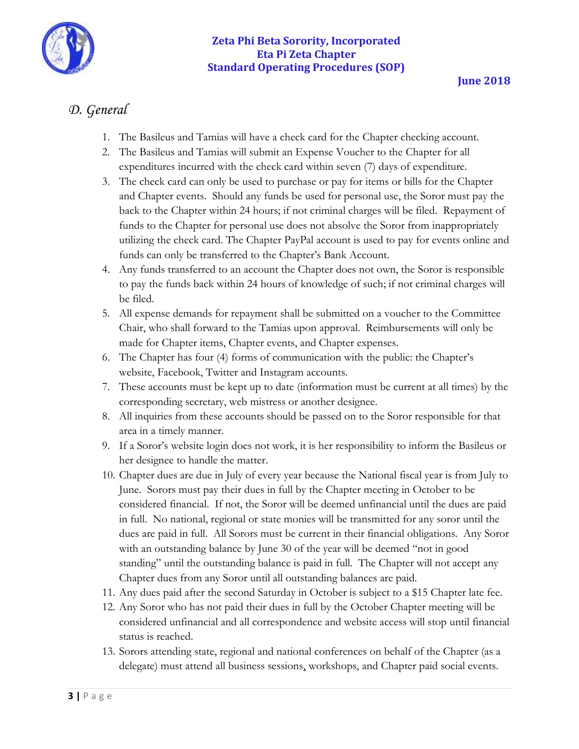## *D. General*

1. The Basileus and Tamias will have a check card for the Chapter checking account.
2. The Basileus and Tamias will submit an Expense Voucher to the Chapter for all expenditures incurred with the check card within seven (7) days of expenditure.
3. The check card can only be used to purchase or pay for items or bills for the Chapter and Chapter events. Should any funds be used for personal use, the Soror must pay the back to the Chapter within 24 hours; if not criminal charges will be filed. Repayment of funds to the Chapter for personal use does not absolve the Soror from inappropriately utilizing the check card. The Chapter PayPal account is used to pay for events online and funds can only be transferred to the Chapter's Bank Account.
4. Any funds transferred to an account the Chapter does not own, the Soror is responsible to pay the funds back within 24 hours of knowledge of such; if not criminal charges will be filed.
5. All expense demands for repayment shall be submitted on a voucher to the Committee Chair, who shall forward to the Tamias upon approval. Reimbursements will only be made for Chapter items, Chapter events, and Chapter expenses.
6. The Chapter has four (4) forms of communication with the public: the Chapter's website, Facebook, Twitter and Instagram accounts.
7. These accounts must be kept up to date (information must be current at all times) by the corresponding secretary, web mistress or another designee.
8. All inquiries from these accounts should be passed on to the Soror responsible for that area in a timely manner.
9. If a Soror's website login does not work, it is her responsibility to inform the Basileus or her designee to handle the matter.
10. Chapter dues are due in July of every year because the National fiscal year is from July to June. Sorors must pay their dues in full by the Chapter meeting in October to be considered financial. If not, the Soror will be deemed unfinancial until the dues are paid in full. No national, regional or state monies will be transmitted for any soror until the dues are paid in full. All Sorors must be current in their financial obligations. Any Soror with an outstanding balance by June 30 of the year will be deemed "not in good standing" until the outstanding balance is paid in full. The Chapter will not accept any Chapter dues from any Soror until all outstanding balances are paid.
11. Any dues paid after the second Saturday in October is subject to a $15 Chapter late fee.
12. Any Soror who has not paid their dues in full by the October Chapter meeting will be considered unfinancial and all correspondence and website access will stop until financial status is reached.
13. Sorors attending state, regional and national conferences on behalf of the Chapter (as a delegate) must attend all business sessions, workshops, and Chapter paid social events.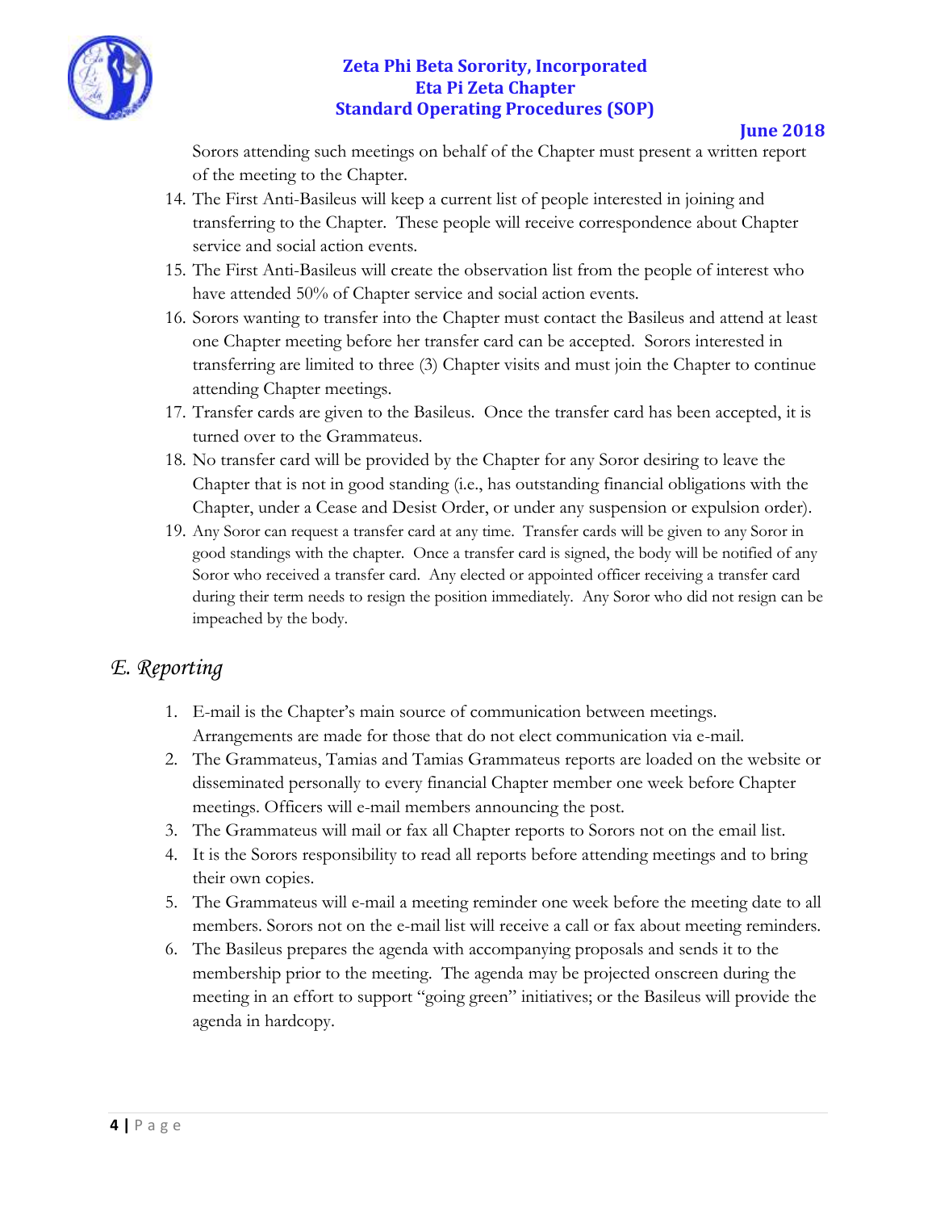Sorors attending such meetings on behalf of the Chapter must present a written report of the meeting to the Chapter.

14. The First Anti-Basileus will keep a current list of people interested in joining and transferring to the Chapter. These people will receive correspondence about Chapter service and social action events.
15. The First Anti-Basileus will create the observation list from the people of interest who have attended 50% of Chapter service and social action events.
16. Sorors wanting to transfer into the Chapter must contact the Basileus and attend at least one Chapter meeting before her transfer card can be accepted. Sorors interested in transferring are limited to three (3) Chapter visits and must join the Chapter to continue attending Chapter meetings.
17. Transfer cards are given to the Basileus. Once the transfer card has been accepted, it is turned over to the Grammateus.
18. No transfer card will be provided by the Chapter for any Soror desiring to leave the Chapter that is not in good standing (i.e., has outstanding financial obligations with the Chapter, under a Cease and Desist Order, or under any suspension or expulsion order).
19. Any Soror can request a transfer card at any time. Transfer cards will be given to any Soror in good standings with the chapter. Once a transfer card is signed, the body will be notified of any Soror who received a transfer card. Any elected or appointed officer receiving a transfer card during their term needs to resign the position immediately. Any Soror who did not resign can be impeached by the body.

## *E. Reporting*

1. E-mail is the Chapter's main source of communication between meetings. Arrangements are made for those that do not elect communication via e-mail.
2. The Grammateus, Tamias and Tamias Grammateus reports are loaded on the website or disseminated personally to every financial Chapter member one week before Chapter meetings. Officers will e-mail members announcing the post.
3. The Grammateus will mail or fax all Chapter reports to Sorors not on the email list.
4. It is the Sorors responsibility to read all reports before attending meetings and to bring their own copies.
5. The Grammateus will e-mail a meeting reminder one week before the meeting date to all members. Sorors not on the e-mail list will receive a call or fax about meeting reminders.
6. The Basileus prepares the agenda with accompanying proposals and sends it to the membership prior to the meeting. The agenda may be projected onscreen during the meeting in an effort to support "going green" initiatives; or the Basileus will provide the agenda in hardcopy.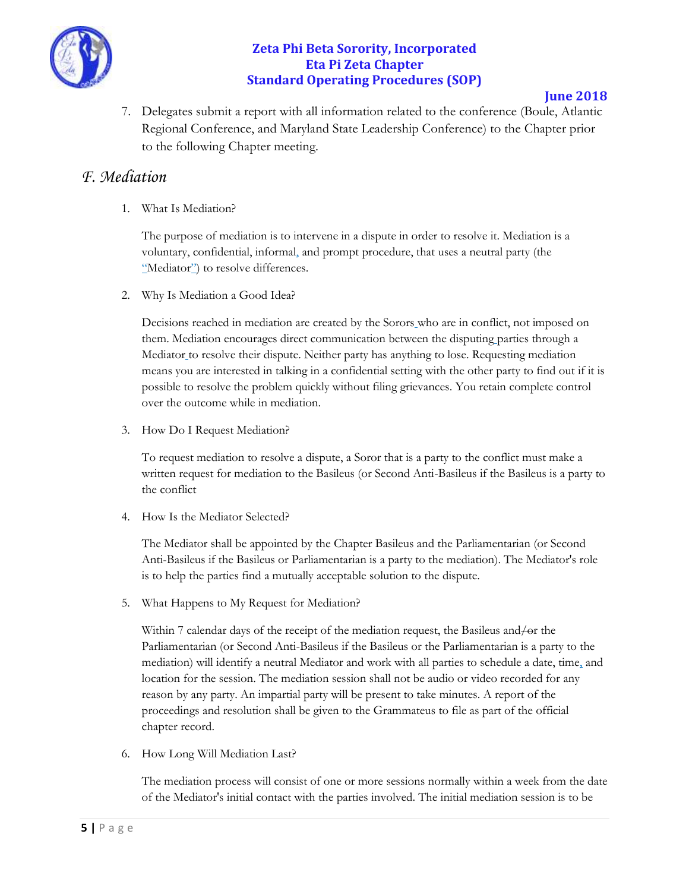7. Delegates submit a report with all information related to the conference (Boule, Atlantic Regional Conference, and Maryland State Leadership Conference) to the Chapter prior to the following Chapter meeting.

## *F. Mediation*

1. What Is Mediation?

   The purpose of mediation is to intervene in a dispute in order to resolve it. Mediation is a voluntary, confidential, informal, and prompt procedure, that uses a neutral party (the "Mediator") to resolve differences.

2. Why Is Mediation a Good Idea?

   Decisions reached in mediation are created by the Sorors who are in conflict, not imposed on them. Mediation encourages direct communication between the disputing parties through a Mediator to resolve their dispute. Neither party has anything to lose. Requesting mediation means you are interested in talking in a confidential setting with the other party to find out if it is possible to resolve the problem quickly without filing grievances. You retain complete control over the outcome while in mediation.

3. How Do I Request Mediation?

   To request mediation to resolve a dispute, a Soror that is a party to the conflict must make a written request for mediation to the Basileus (or Second Anti-Basileus if the Basileus is a party to the conflict

4. How Is the Mediator Selected?

   The Mediator shall be appointed by the Chapter Basileus and the Parliamentarian (or Second Anti-Basileus if the Basileus or Parliamentarian is a party to the mediation). The Mediator's role is to help the parties find a mutually acceptable solution to the dispute.

5. What Happens to My Request for Mediation?

   Within 7 calendar days of the receipt of the mediation request, the Basileus and/~~or~~ the Parliamentarian (or Second Anti-Basileus if the Basileus or the Parliamentarian is a party to the mediation) will identify a neutral Mediator and work with all parties to schedule a date, time, and location for the session. The mediation session shall not be audio or video recorded for any reason by any party. An impartial party will be present to take minutes. A report of the proceedings and resolution shall be given to the Grammateus to file as part of the official chapter record.

6. How Long Will Mediation Last?

   The mediation process will consist of one or more sessions normally within a week from the date of the Mediator's initial contact with the parties involved. The initial mediation session is to be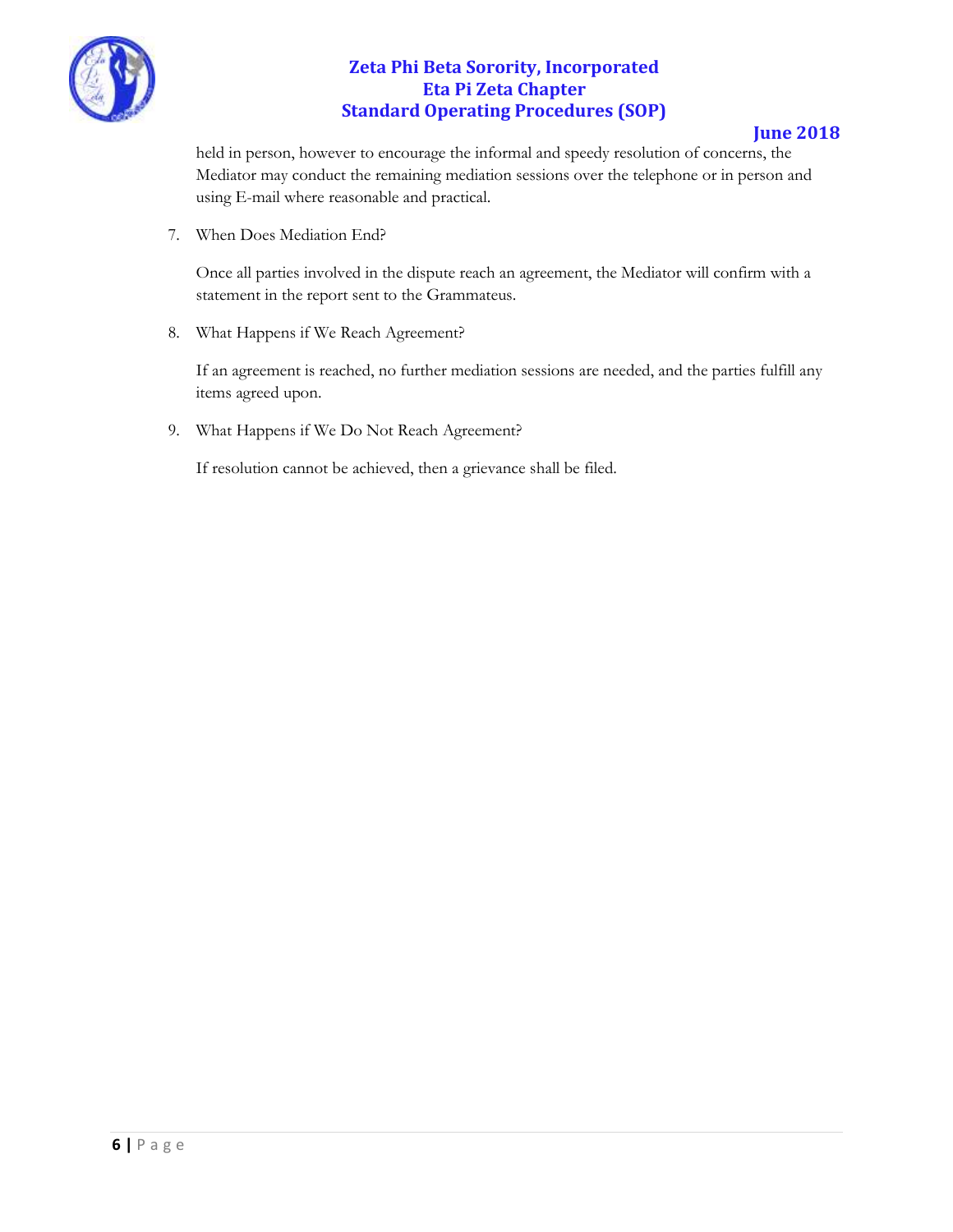held in person, however to encourage the informal and speedy resolution of concerns, the Mediator may conduct the remaining mediation sessions over the telephone or in person and using E-mail where reasonable and practical.

7. When Does Mediation End?

   Once all parties involved in the dispute reach an agreement, the Mediator will confirm with a statement in the report sent to the Grammateus.

8. What Happens if We Reach Agreement?

   If an agreement is reached, no further mediation sessions are needed, and the parties fulfill any items agreed upon.

9. What Happens if We Do Not Reach Agreement?

   If resolution cannot be achieved, then a grievance shall be filed.